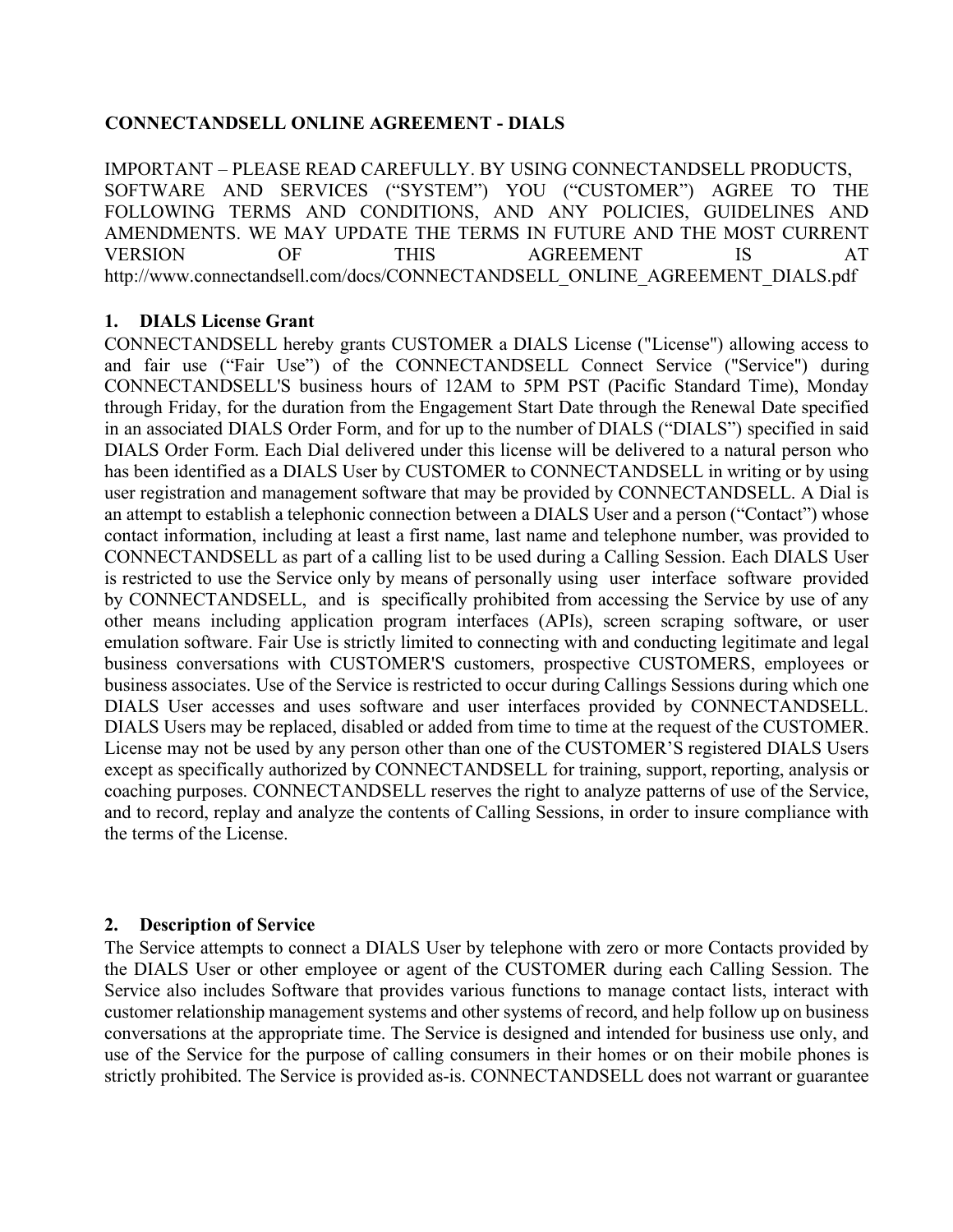# CONNECTANDSELL ONLINE AGREEMENT - DIALS

IMPORTANT – PLEASE READ CAREFULLY. BY USING CONNECTANDSELL PRODUCTS, SOFTWARE AND SERVICES ("SYSTEM") YOU ("CUSTOMER") AGREE TO THE FOLLOWING TERMS AND CONDITIONS, AND ANY POLICIES, GUIDELINES AND AMENDMENTS. WE MAY UPDATE THE TERMS IN FUTURE AND THE MOST CURRENT VERSION OF THIS AGREEMENT IS AT http://www.connectandsell.com/docs/CONNECTANDSELL_ONLINE_AGREEMENT_DIALS.pdf

## 1. DIALS License Grant

CONNECTANDSELL hereby grants CUSTOMER a DIALS License ("License") allowing access to and fair use ("Fair Use") of the CONNECTANDSELL Connect Service ("Service") during CONNECTANDSELL'S business hours of 12AM to 5PM PST (Pacific Standard Time), Monday through Friday, for the duration from the Engagement Start Date through the Renewal Date specified in an associated DIALS Order Form, and for up to the number of DIALS ("DIALS") specified in said DIALS Order Form. Each Dial delivered under this license will be delivered to a natural person who has been identified as a DIALS User by CUSTOMER to CONNECTANDSELL in writing or by using user registration and management software that may be provided by CONNECTANDSELL. A Dial is an attempt to establish a telephonic connection between a DIALS User and a person ("Contact") whose contact information, including at least a first name, last name and telephone number, was provided to CONNECTANDSELL as part of a calling list to be used during a Calling Session. Each DIALS User is restricted to use the Service only by means of personally using user interface software provided by CONNECTANDSELL, and is specifically prohibited from accessing the Service by use of any other means including application program interfaces (APIs), screen scraping software, or user emulation software. Fair Use is strictly limited to connecting with and conducting legitimate and legal business conversations with CUSTOMER'S customers, prospective CUSTOMERS, employees or business associates. Use of the Service is restricted to occur during Callings Sessions during which one DIALS User accesses and uses software and user interfaces provided by CONNECTANDSELL. DIALS Users may be replaced, disabled or added from time to time at the request of the CUSTOMER. License may not be used by any person other than one of the CUSTOMER'S registered DIALS Users except as specifically authorized by CONNECTANDSELL for training, support, reporting, analysis or coaching purposes. CONNECTANDSELL reserves the right to analyze patterns of use of the Service, and to record, replay and analyze the contents of Calling Sessions, in order to insure compliance with the terms of the License.

## 2. Description of Service

The Service attempts to connect a DIALS User by telephone with zero or more Contacts provided by the DIALS User or other employee or agent of the CUSTOMER during each Calling Session. The Service also includes Software that provides various functions to manage contact lists, interact with customer relationship management systems and other systems of record, and help follow up on business conversations at the appropriate time. The Service is designed and intended for business use only, and use of the Service for the purpose of calling consumers in their homes or on their mobile phones is strictly prohibited. The Service is provided as-is. CONNECTANDSELL does not warrant or guarantee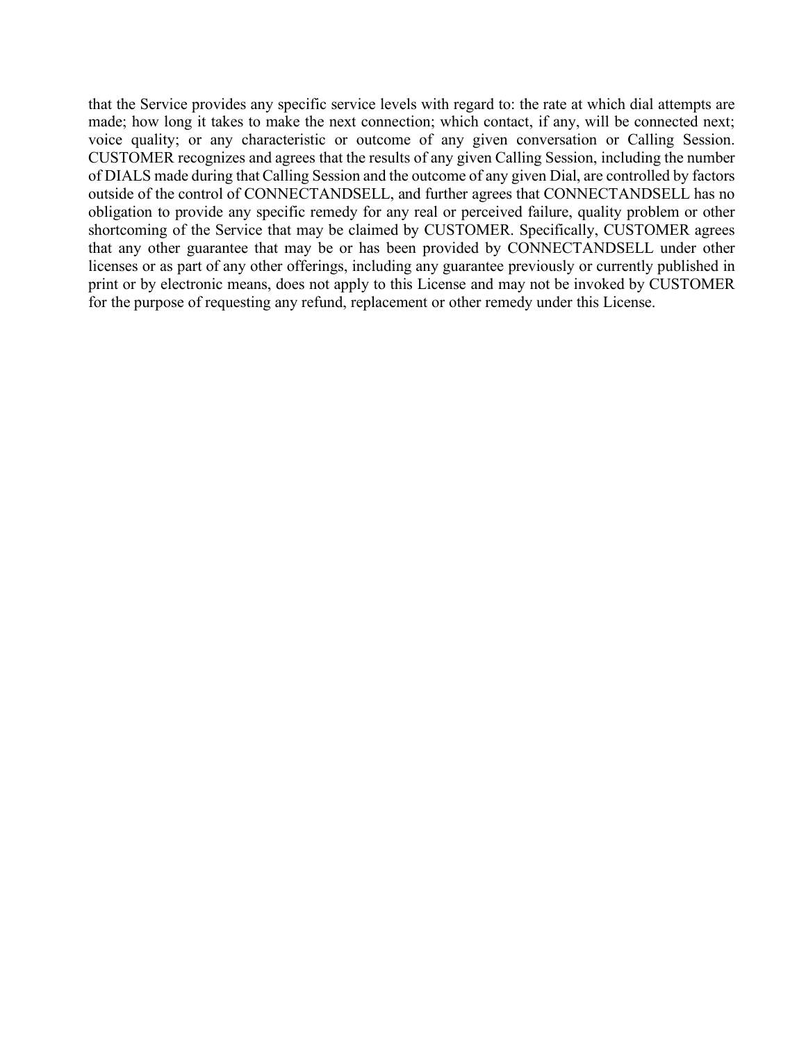that the Service provides any specific service levels with regard to: the rate at which dial attempts are made; how long it takes to make the next connection; which contact, if any, will be connected next; voice quality; or any characteristic or outcome of any given conversation or Calling Session. CUSTOMER recognizes and agrees that the results of any given Calling Session, including the number of DIALS made during that Calling Session and the outcome of any given Dial, are controlled by factors outside of the control of CONNECTANDSELL, and further agrees that CONNECTANDSELL has no obligation to provide any specific remedy for any real or perceived failure, quality problem or other shortcoming of the Service that may be claimed by CUSTOMER. Specifically, CUSTOMER agrees that any other guarantee that may be or has been provided by CONNECTANDSELL under other licenses or as part of any other offerings, including any guarantee previously or currently published in print or by electronic means, does not apply to this License and may not be invoked by CUSTOMER for the purpose of requesting any refund, replacement or other remedy under this License.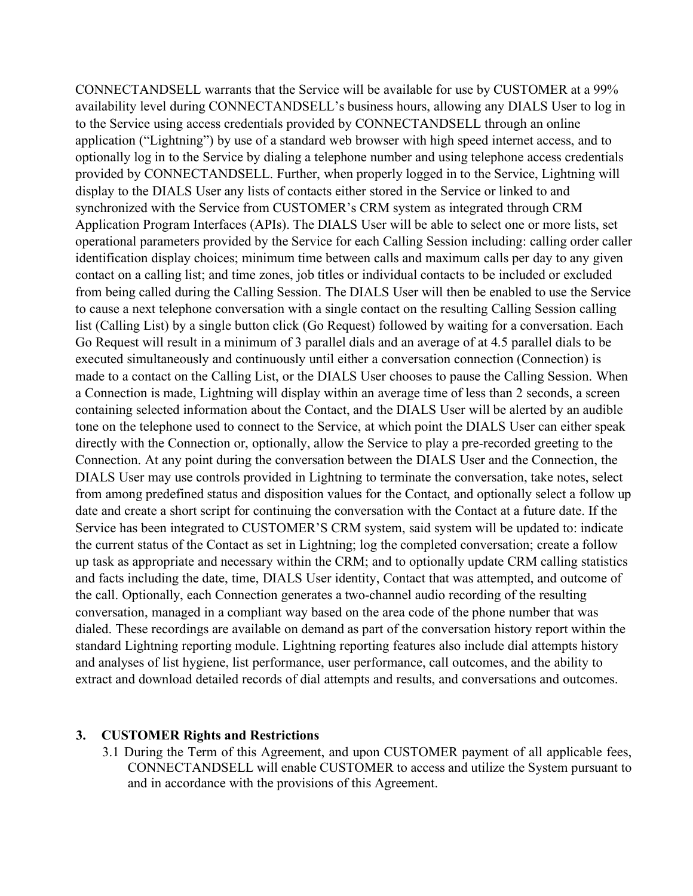CONNECTANDSELL warrants that the Service will be available for use by CUSTOMER at a 99% availability level during CONNECTANDSELL's business hours, allowing any DIALS User to log in to the Service using access credentials provided by CONNECTANDSELL through an online application ("Lightning") by use of a standard web browser with high speed internet access, and to optionally log in to the Service by dialing a telephone number and using telephone access credentials provided by CONNECTANDSELL. Further, when properly logged in to the Service, Lightning will display to the DIALS User any lists of contacts either stored in the Service or linked to and synchronized with the Service from CUSTOMER's CRM system as integrated through CRM Application Program Interfaces (APIs). The DIALS User will be able to select one or more lists, set operational parameters provided by the Service for each Calling Session including: calling order caller identification display choices; minimum time between calls and maximum calls per day to any given contact on a calling list; and time zones, job titles or individual contacts to be included or excluded from being called during the Calling Session. The DIALS User will then be enabled to use the Service to cause a next telephone conversation with a single contact on the resulting Calling Session calling list (Calling List) by a single button click (Go Request) followed by waiting for a conversation. Each Go Request will result in a minimum of 3 parallel dials and an average of at 4.5 parallel dials to be executed simultaneously and continuously until either a conversation connection (Connection) is made to a contact on the Calling List, or the DIALS User chooses to pause the Calling Session. When a Connection is made, Lightning will display within an average time of less than 2 seconds, a screen containing selected information about the Contact, and the DIALS User will be alerted by an audible tone on the telephone used to connect to the Service, at which point the DIALS User can either speak directly with the Connection or, optionally, allow the Service to play a pre-recorded greeting to the Connection. At any point during the conversation between the DIALS User and the Connection, the DIALS User may use controls provided in Lightning to terminate the conversation, take notes, select from among predefined status and disposition values for the Contact, and optionally select a follow up date and create a short script for continuing the conversation with the Contact at a future date. If the Service has been integrated to CUSTOMER'S CRM system, said system will be updated to: indicate the current status of the Contact as set in Lightning; log the completed conversation; create a follow up task as appropriate and necessary within the CRM; and to optionally update CRM calling statistics and facts including the date, time, DIALS User identity, Contact that was attempted, and outcome of the call. Optionally, each Connection generates a two-channel audio recording of the resulting conversation, managed in a compliant way based on the area code of the phone number that was dialed. These recordings are available on demand as part of the conversation history report within the standard Lightning reporting module. Lightning reporting features also include dial attempts history and analyses of list hygiene, list performance, user performance, call outcomes, and the ability to extract and download detailed records of dial attempts and results, and conversations and outcomes.

## 3. CUSTOMER Rights and Restrictions

3.1 During the Term of this Agreement, and upon CUSTOMER payment of all applicable fees, CONNECTANDSELL will enable CUSTOMER to access and utilize the System pursuant to and in accordance with the provisions of this Agreement.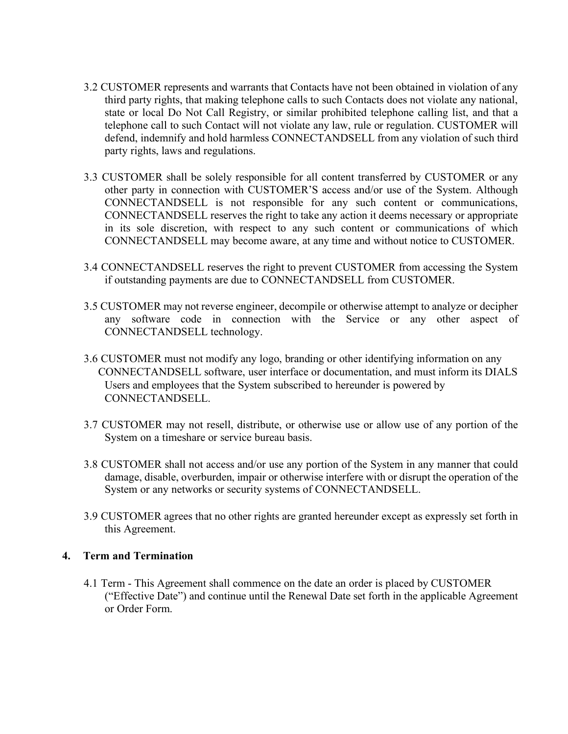3.2 CUSTOMER represents and warrants that Contacts have not been obtained in violation of any third party rights, that making telephone calls to such Contacts does not violate any national, state or local Do Not Call Registry, or similar prohibited telephone calling list, and that a telephone call to such Contact will not violate any law, rule or regulation. CUSTOMER will defend, indemnify and hold harmless CONNECTANDSELL from any violation of such third party rights, laws and regulations.

3.3 CUSTOMER shall be solely responsible for all content transferred by CUSTOMER or any other party in connection with CUSTOMER'S access and/or use of the System. Although CONNECTANDSELL is not responsible for any such content or communications, CONNECTANDSELL reserves the right to take any action it deems necessary or appropriate in its sole discretion, with respect to any such content or communications of which CONNECTANDSELL may become aware, at any time and without notice to CUSTOMER.

3.4 CONNECTANDSELL reserves the right to prevent CUSTOMER from accessing the System if outstanding payments are due to CONNECTANDSELL from CUSTOMER.

3.5 CUSTOMER may not reverse engineer, decompile or otherwise attempt to analyze or decipher any software code in connection with the Service or any other aspect of CONNECTANDSELL technology.

3.6 CUSTOMER must not modify any logo, branding or other identifying information on any CONNECTANDSELL software, user interface or documentation, and must inform its DIALS Users and employees that the System subscribed to hereunder is powered by CONNECTANDSELL.

3.7 CUSTOMER may not resell, distribute, or otherwise use or allow use of any portion of the System on a timeshare or service bureau basis.

3.8 CUSTOMER shall not access and/or use any portion of the System in any manner that could damage, disable, overburden, impair or otherwise interfere with or disrupt the operation of the System or any networks or security systems of CONNECTANDSELL.

3.9 CUSTOMER agrees that no other rights are granted hereunder except as expressly set forth in this Agreement.

## 4. Term and Termination

4.1 Term - This Agreement shall commence on the date an order is placed by CUSTOMER ("Effective Date") and continue until the Renewal Date set forth in the applicable Agreement or Order Form.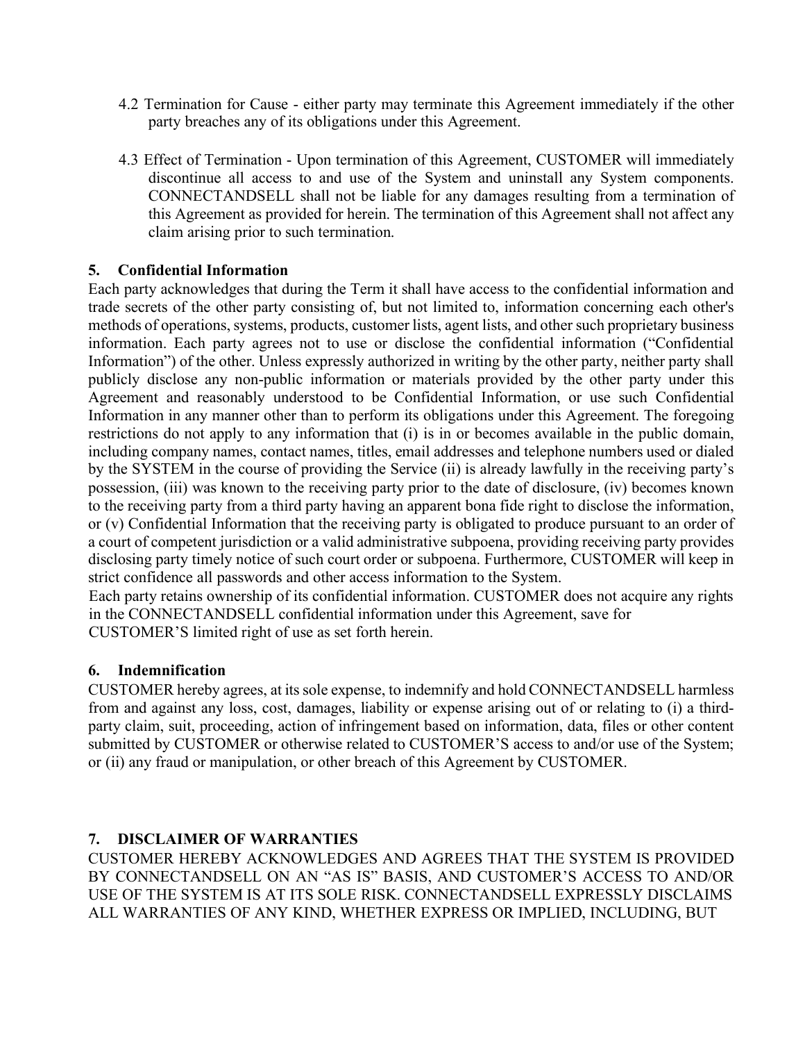4.2 Termination for Cause - either party may terminate this Agreement immediately if the other party breaches any of its obligations under this Agreement.

4.3 Effect of Termination - Upon termination of this Agreement, CUSTOMER will immediately discontinue all access to and use of the System and uninstall any System components. CONNECTANDSELL shall not be liable for any damages resulting from a termination of this Agreement as provided for herein. The termination of this Agreement shall not affect any claim arising prior to such termination.

## 5. Confidential Information

Each party acknowledges that during the Term it shall have access to the confidential information and trade secrets of the other party consisting of, but not limited to, information concerning each other's methods of operations, systems, products, customer lists, agent lists, and other such proprietary business information. Each party agrees not to use or disclose the confidential information ("Confidential Information") of the other. Unless expressly authorized in writing by the other party, neither party shall publicly disclose any non-public information or materials provided by the other party under this Agreement and reasonably understood to be Confidential Information, or use such Confidential Information in any manner other than to perform its obligations under this Agreement. The foregoing restrictions do not apply to any information that (i) is in or becomes available in the public domain, including company names, contact names, titles, email addresses and telephone numbers used or dialed by the SYSTEM in the course of providing the Service (ii) is already lawfully in the receiving party's possession, (iii) was known to the receiving party prior to the date of disclosure, (iv) becomes known to the receiving party from a third party having an apparent bona fide right to disclose the information, or (v) Confidential Information that the receiving party is obligated to produce pursuant to an order of a court of competent jurisdiction or a valid administrative subpoena, providing receiving party provides disclosing party timely notice of such court order or subpoena. Furthermore, CUSTOMER will keep in strict confidence all passwords and other access information to the System.

Each party retains ownership of its confidential information. CUSTOMER does not acquire any rights in the CONNECTANDSELL confidential information under this Agreement, save for CUSTOMER'S limited right of use as set forth herein.

## 6. Indemnification

CUSTOMER hereby agrees, at its sole expense, to indemnify and hold CONNECTANDSELL harmless from and against any loss, cost, damages, liability or expense arising out of or relating to (i) a third-party claim, suit, proceeding, action of infringement based on information, data, files or other content submitted by CUSTOMER or otherwise related to CUSTOMER'S access to and/or use of the System; or (ii) any fraud or manipulation, or other breach of this Agreement by CUSTOMER.

## 7. DISCLAIMER OF WARRANTIES

CUSTOMER HEREBY ACKNOWLEDGES AND AGREES THAT THE SYSTEM IS PROVIDED BY CONNECTANDSELL ON AN "AS IS" BASIS, AND CUSTOMER'S ACCESS TO AND/OR USE OF THE SYSTEM IS AT ITS SOLE RISK. CONNECTANDSELL EXPRESSLY DISCLAIMS ALL WARRANTIES OF ANY KIND, WHETHER EXPRESS OR IMPLIED, INCLUDING, BUT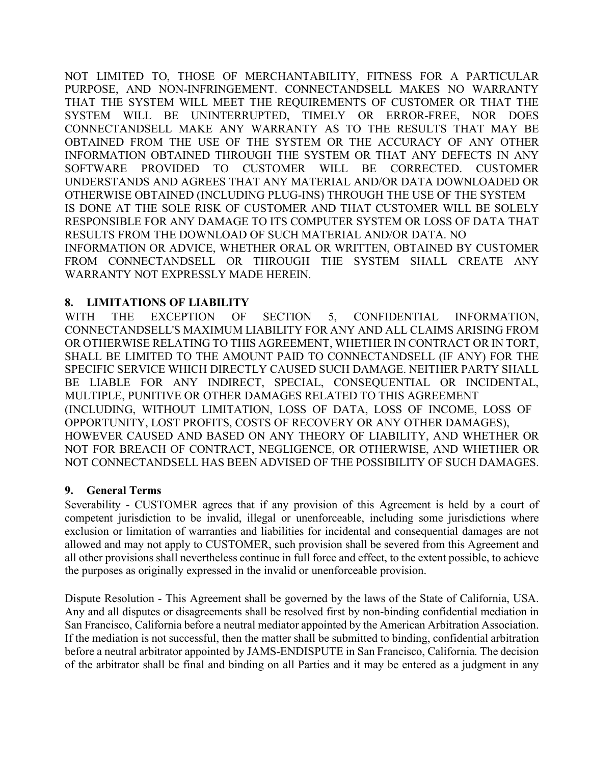NOT LIMITED TO, THOSE OF MERCHANTABILITY, FITNESS FOR A PARTICULAR PURPOSE, AND NON-INFRINGEMENT. CONNECTANDSELL MAKES NO WARRANTY THAT THE SYSTEM WILL MEET THE REQUIREMENTS OF CUSTOMER OR THAT THE SYSTEM WILL BE UNINTERRUPTED, TIMELY OR ERROR-FREE, NOR DOES CONNECTANDSELL MAKE ANY WARRANTY AS TO THE RESULTS THAT MAY BE OBTAINED FROM THE USE OF THE SYSTEM OR THE ACCURACY OF ANY OTHER INFORMATION OBTAINED THROUGH THE SYSTEM OR THAT ANY DEFECTS IN ANY SOFTWARE PROVIDED TO CUSTOMER WILL BE CORRECTED. CUSTOMER UNDERSTANDS AND AGREES THAT ANY MATERIAL AND/OR DATA DOWNLOADED OR OTHERWISE OBTAINED (INCLUDING PLUG-INS) THROUGH THE USE OF THE SYSTEM IS DONE AT THE SOLE RISK OF CUSTOMER AND THAT CUSTOMER WILL BE SOLELY RESPONSIBLE FOR ANY DAMAGE TO ITS COMPUTER SYSTEM OR LOSS OF DATA THAT RESULTS FROM THE DOWNLOAD OF SUCH MATERIAL AND/OR DATA. NO INFORMATION OR ADVICE, WHETHER ORAL OR WRITTEN, OBTAINED BY CUSTOMER FROM CONNECTANDSELL OR THROUGH THE SYSTEM SHALL CREATE ANY WARRANTY NOT EXPRESSLY MADE HEREIN.

## 8. LIMITATIONS OF LIABILITY

WITH THE EXCEPTION OF SECTION 5, CONFIDENTIAL INFORMATION, CONNECTANDSELL'S MAXIMUM LIABILITY FOR ANY AND ALL CLAIMS ARISING FROM OR OTHERWISE RELATING TO THIS AGREEMENT, WHETHER IN CONTRACT OR IN TORT, SHALL BE LIMITED TO THE AMOUNT PAID TO CONNECTANDSELL (IF ANY) FOR THE SPECIFIC SERVICE WHICH DIRECTLY CAUSED SUCH DAMAGE. NEITHER PARTY SHALL BE LIABLE FOR ANY INDIRECT, SPECIAL, CONSEQUENTIAL OR INCIDENTAL, MULTIPLE, PUNITIVE OR OTHER DAMAGES RELATED TO THIS AGREEMENT (INCLUDING, WITHOUT LIMITATION, LOSS OF DATA, LOSS OF INCOME, LOSS OF OPPORTUNITY, LOST PROFITS, COSTS OF RECOVERY OR ANY OTHER DAMAGES), HOWEVER CAUSED AND BASED ON ANY THEORY OF LIABILITY, AND WHETHER OR NOT FOR BREACH OF CONTRACT, NEGLIGENCE, OR OTHERWISE, AND WHETHER OR NOT CONNECTANDSELL HAS BEEN ADVISED OF THE POSSIBILITY OF SUCH DAMAGES.

## 9. General Terms

Severability - CUSTOMER agrees that if any provision of this Agreement is held by a court of competent jurisdiction to be invalid, illegal or unenforceable, including some jurisdictions where exclusion or limitation of warranties and liabilities for incidental and consequential damages are not allowed and may not apply to CUSTOMER, such provision shall be severed from this Agreement and all other provisions shall nevertheless continue in full force and effect, to the extent possible, to achieve the purposes as originally expressed in the invalid or unenforceable provision.

Dispute Resolution - This Agreement shall be governed by the laws of the State of California, USA. Any and all disputes or disagreements shall be resolved first by non-binding confidential mediation in San Francisco, California before a neutral mediator appointed by the American Arbitration Association. If the mediation is not successful, then the matter shall be submitted to binding, confidential arbitration before a neutral arbitrator appointed by JAMS-ENDISPUTE in San Francisco, California. The decision of the arbitrator shall be final and binding on all Parties and it may be entered as a judgment in any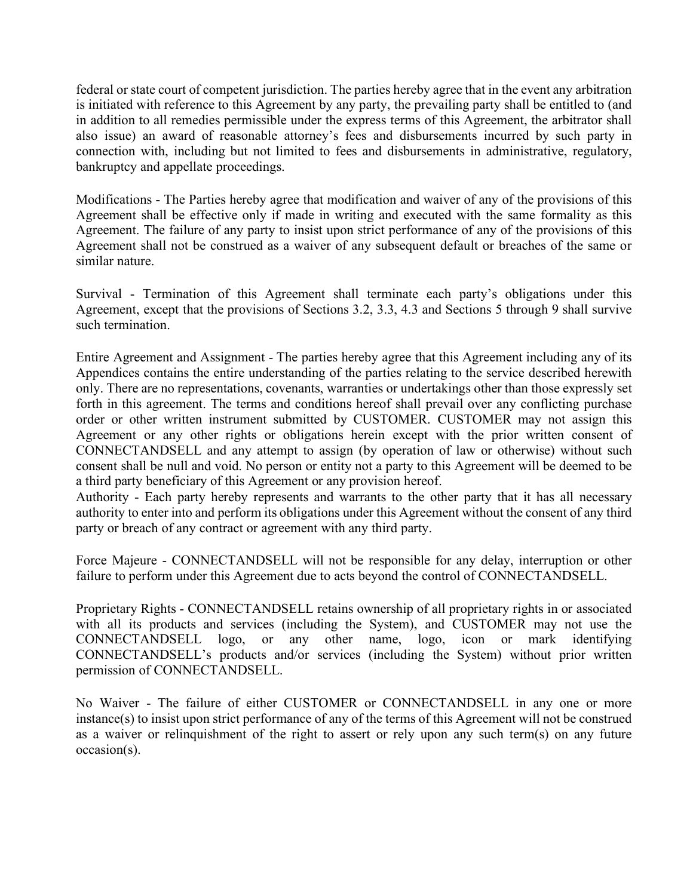federal or state court of competent jurisdiction. The parties hereby agree that in the event any arbitration is initiated with reference to this Agreement by any party, the prevailing party shall be entitled to (and in addition to all remedies permissible under the express terms of this Agreement, the arbitrator shall also issue) an award of reasonable attorney's fees and disbursements incurred by such party in connection with, including but not limited to fees and disbursements in administrative, regulatory, bankruptcy and appellate proceedings.

Modifications - The Parties hereby agree that modification and waiver of any of the provisions of this Agreement shall be effective only if made in writing and executed with the same formality as this Agreement. The failure of any party to insist upon strict performance of any of the provisions of this Agreement shall not be construed as a waiver of any subsequent default or breaches of the same or similar nature.

Survival - Termination of this Agreement shall terminate each party's obligations under this Agreement, except that the provisions of Sections 3.2, 3.3, 4.3 and Sections 5 through 9 shall survive such termination.

Entire Agreement and Assignment - The parties hereby agree that this Agreement including any of its Appendices contains the entire understanding of the parties relating to the service described herewith only. There are no representations, covenants, warranties or undertakings other than those expressly set forth in this agreement. The terms and conditions hereof shall prevail over any conflicting purchase order or other written instrument submitted by CUSTOMER. CUSTOMER may not assign this Agreement or any other rights or obligations herein except with the prior written consent of CONNECTANDSELL and any attempt to assign (by operation of law or otherwise) without such consent shall be null and void. No person or entity not a party to this Agreement will be deemed to be a third party beneficiary of this Agreement or any provision hereof.

Authority - Each party hereby represents and warrants to the other party that it has all necessary authority to enter into and perform its obligations under this Agreement without the consent of any third party or breach of any contract or agreement with any third party.

Force Majeure - CONNECTANDSELL will not be responsible for any delay, interruption or other failure to perform under this Agreement due to acts beyond the control of CONNECTANDSELL.

Proprietary Rights - CONNECTANDSELL retains ownership of all proprietary rights in or associated with all its products and services (including the System), and CUSTOMER may not use the CONNECTANDSELL logo, or any other name, logo, icon or mark identifying CONNECTANDSELL's products and/or services (including the System) without prior written permission of CONNECTANDSELL.

No Waiver - The failure of either CUSTOMER or CONNECTANDSELL in any one or more instance(s) to insist upon strict performance of any of the terms of this Agreement will not be construed as a waiver or relinquishment of the right to assert or rely upon any such term(s) on any future occasion(s).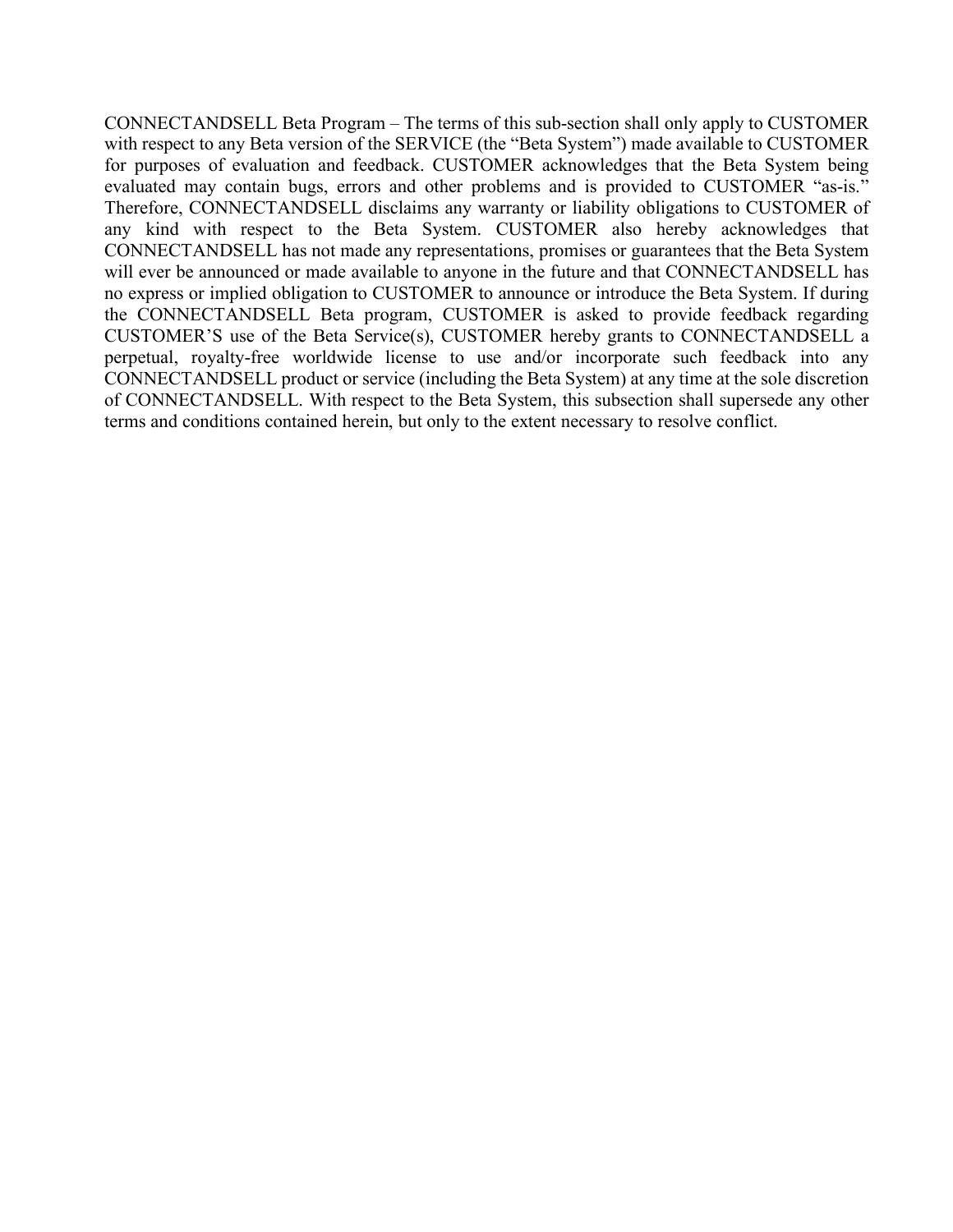CONNECTANDSELL Beta Program – The terms of this sub-section shall only apply to CUSTOMER with respect to any Beta version of the SERVICE (the "Beta System") made available to CUSTOMER for purposes of evaluation and feedback. CUSTOMER acknowledges that the Beta System being evaluated may contain bugs, errors and other problems and is provided to CUSTOMER "as-is." Therefore, CONNECTANDSELL disclaims any warranty or liability obligations to CUSTOMER of any kind with respect to the Beta System. CUSTOMER also hereby acknowledges that CONNECTANDSELL has not made any representations, promises or guarantees that the Beta System will ever be announced or made available to anyone in the future and that CONNECTANDSELL has no express or implied obligation to CUSTOMER to announce or introduce the Beta System. If during the CONNECTANDSELL Beta program, CUSTOMER is asked to provide feedback regarding CUSTOMER'S use of the Beta Service(s), CUSTOMER hereby grants to CONNECTANDSELL a perpetual, royalty-free worldwide license to use and/or incorporate such feedback into any CONNECTANDSELL product or service (including the Beta System) at any time at the sole discretion of CONNECTANDSELL. With respect to the Beta System, this subsection shall supersede any other terms and conditions contained herein, but only to the extent necessary to resolve conflict.